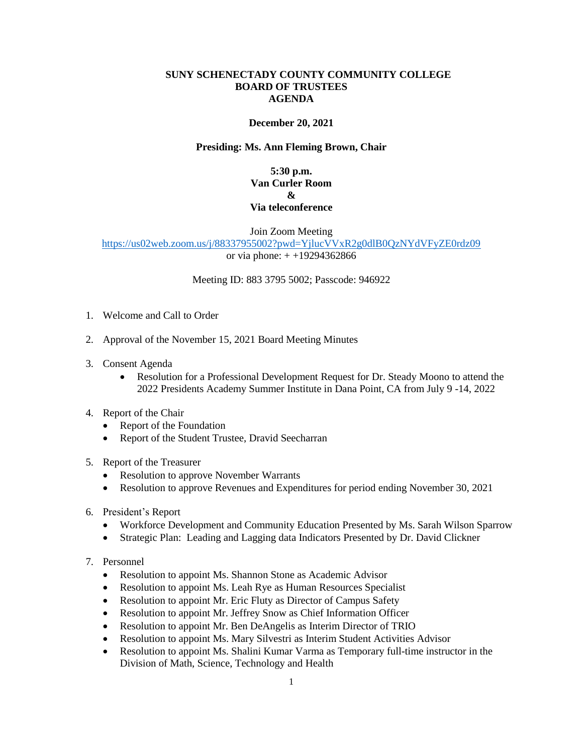**SUNY SCHENECTADY COUNTY COMMUNITY COLLEGE**
**BOARD OF TRUSTEES**
**AGENDA**

**December 20, 2021**

**Presiding: Ms. Ann Fleming Brown, Chair**

**5:30 p.m.**
**Van Curler Room**
**&**
**Via teleconference**

Join Zoom Meeting
[https://us02web.zoom.us/j/88337955002?pwd=YjlucVVxR2g0dlB0QzNYdVFyZE0rdz09](https://us02web.zoom.us/j/88337955002?pwd=YjlucVVxR2g0dlB0QzNYdVFyZE0rdz09)
or via phone: + +19294362866

Meeting ID: 883 3795 5002; Passcode: 946922

1. Welcome and Call to Order

2. Approval of the November 15, 2021 Board Meeting Minutes

3. Consent Agenda
   - Resolution for a Professional Development Request for Dr. Steady Moono to attend the 2022 Presidents Academy Summer Institute in Dana Point, CA from July 9 -14, 2022

4. Report of the Chair
   - Report of the Foundation
   - Report of the Student Trustee, Dravid Seecharran

5. Report of the Treasurer
   - Resolution to approve November Warrants
   - Resolution to approve Revenues and Expenditures for period ending November 30, 2021

6. President's Report
   - Workforce Development and Community Education Presented by Ms. Sarah Wilson Sparrow
   - Strategic Plan: Leading and Lagging data Indicators Presented by Dr. David Clickner

7. Personnel
   - Resolution to appoint Ms. Shannon Stone as Academic Advisor
   - Resolution to appoint Ms. Leah Rye as Human Resources Specialist
   - Resolution to appoint Mr. Eric Fluty as Director of Campus Safety
   - Resolution to appoint Mr. Jeffrey Snow as Chief Information Officer
   - Resolution to appoint Mr. Ben DeAngelis as Interim Director of TRIO
   - Resolution to appoint Ms. Mary Silvestri as Interim Student Activities Advisor
   - Resolution to appoint Ms. Shalini Kumar Varma as Temporary full-time instructor in the Division of Math, Science, Technology and Health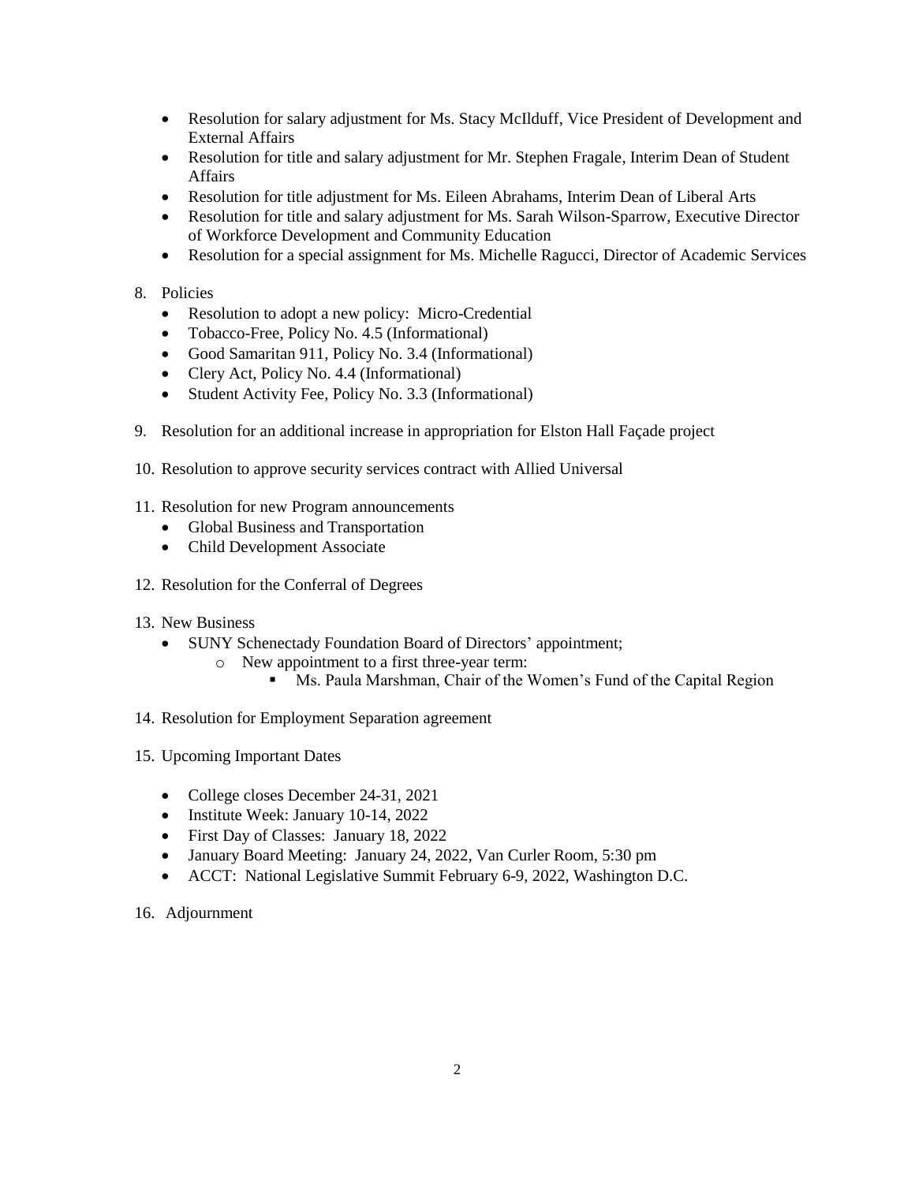- Resolution for salary adjustment for Ms. Stacy McIlduff, Vice President of Development and External Affairs
- Resolution for title and salary adjustment for Mr. Stephen Fragale, Interim Dean of Student Affairs
- Resolution for title adjustment for Ms. Eileen Abrahams, Interim Dean of Liberal Arts
- Resolution for title and salary adjustment for Ms. Sarah Wilson-Sparrow, Executive Director of Workforce Development and Community Education
- Resolution for a special assignment for Ms. Michelle Ragucci, Director of Academic Services

8. Policies
   - Resolution to adopt a new policy: Micro-Credential
   - Tobacco-Free, Policy No. 4.5 (Informational)
   - Good Samaritan 911, Policy No. 3.4 (Informational)
   - Clery Act, Policy No. 4.4 (Informational)
   - Student Activity Fee, Policy No. 3.3 (Informational)

9. Resolution for an additional increase in appropriation for Elston Hall Façade project

10. Resolution to approve security services contract with Allied Universal

11. Resolution for new Program announcements
    - Global Business and Transportation
    - Child Development Associate

12. Resolution for the Conferral of Degrees

13. New Business
    - SUNY Schenectady Foundation Board of Directors' appointment;
      - New appointment to a first three-year term:
        - Ms. Paula Marshman, Chair of the Women's Fund of the Capital Region

14. Resolution for Employment Separation agreement

15. Upcoming Important Dates

    - College closes December 24-31, 2021
    - Institute Week: January 10-14, 2022
    - First Day of Classes: January 18, 2022
    - January Board Meeting: January 24, 2022, Van Curler Room, 5:30 pm
    - ACCT: National Legislative Summit February 6-9, 2022, Washington D.C.

16. Adjournment